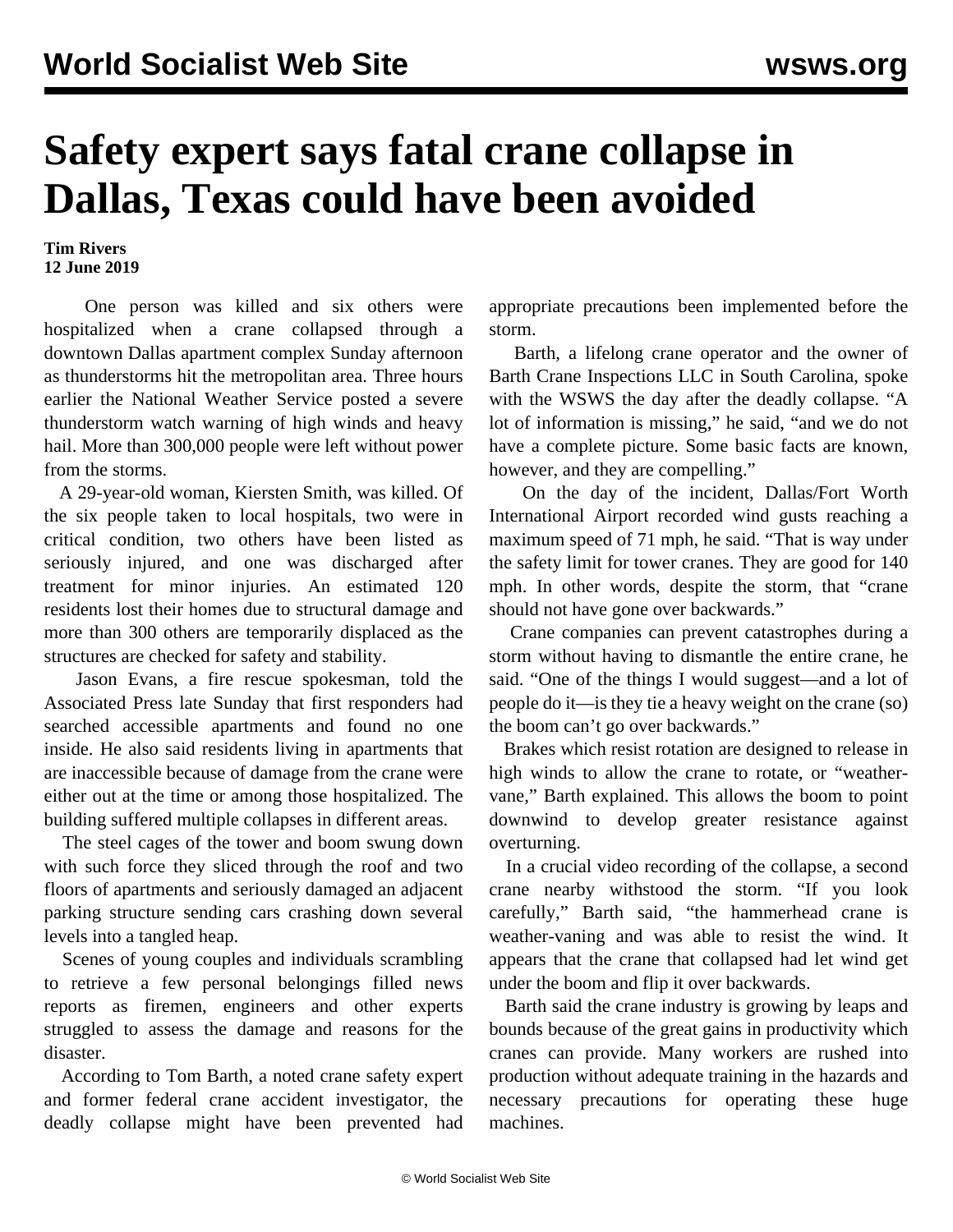# Safety expert says fatal crane collapse in Dallas, Texas could have been avoided

**Tim Rivers**
**12 June 2019**

One person was killed and six others were hospitalized when a crane collapsed through a downtown Dallas apartment complex Sunday afternoon as thunderstorms hit the metropolitan area. Three hours earlier the National Weather Service posted a severe thunderstorm watch warning of high winds and heavy hail. More than 300,000 people were left without power from the storms.

A 29-year-old woman, Kiersten Smith, was killed. Of the six people taken to local hospitals, two were in critical condition, two others have been listed as seriously injured, and one was discharged after treatment for minor injuries. An estimated 120 residents lost their homes due to structural damage and more than 300 others are temporarily displaced as the structures are checked for safety and stability.

Jason Evans, a fire rescue spokesman, told the Associated Press late Sunday that first responders had searched accessible apartments and found no one inside. He also said residents living in apartments that are inaccessible because of damage from the crane were either out at the time or among those hospitalized. The building suffered multiple collapses in different areas.

The steel cages of the tower and boom swung down with such force they sliced through the roof and two floors of apartments and seriously damaged an adjacent parking structure sending cars crashing down several levels into a tangled heap.

Scenes of young couples and individuals scrambling to retrieve a few personal belongings filled news reports as firemen, engineers and other experts struggled to assess the damage and reasons for the disaster.

According to Tom Barth, a noted crane safety expert and former federal crane accident investigator, the deadly collapse might have been prevented had appropriate precautions been implemented before the storm.

Barth, a lifelong crane operator and the owner of Barth Crane Inspections LLC in South Carolina, spoke with the WSWS the day after the deadly collapse. "A lot of information is missing," he said, "and we do not have a complete picture. Some basic facts are known, however, and they are compelling."

On the day of the incident, Dallas/Fort Worth International Airport recorded wind gusts reaching a maximum speed of 71 mph, he said. "That is way under the safety limit for tower cranes. They are good for 140 mph. In other words, despite the storm, that "crane should not have gone over backwards."

Crane companies can prevent catastrophes during a storm without having to dismantle the entire crane, he said. "One of the things I would suggest—and a lot of people do it—is they tie a heavy weight on the crane (so) the boom can't go over backwards."

Brakes which resist rotation are designed to release in high winds to allow the crane to rotate, or "weather-vane," Barth explained. This allows the boom to point downwind to develop greater resistance against overturning.

In a crucial video recording of the collapse, a second crane nearby withstood the storm. "If you look carefully," Barth said, "the hammerhead crane is weather-vaning and was able to resist the wind. It appears that the crane that collapsed had let wind get under the boom and flip it over backwards.

Barth said the crane industry is growing by leaps and bounds because of the great gains in productivity which cranes can provide. Many workers are rushed into production without adequate training in the hazards and necessary precautions for operating these huge machines.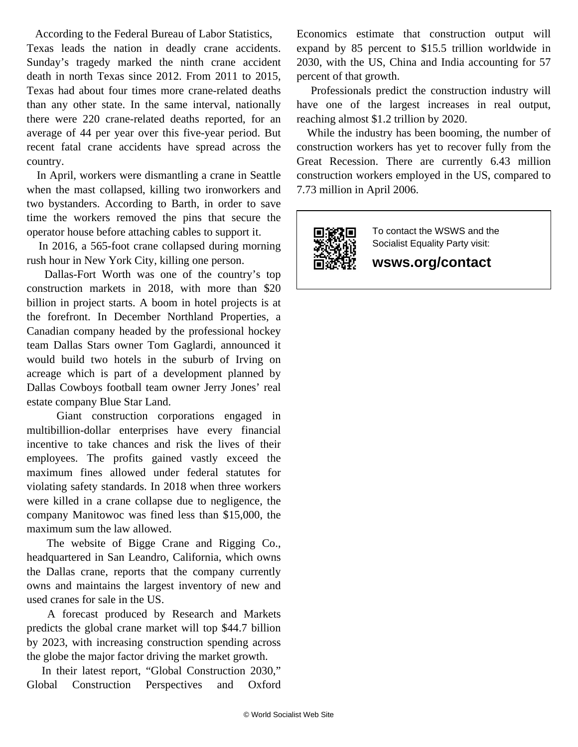According to the Federal Bureau of Labor Statistics, Texas leads the nation in deadly crane accidents. Sunday's tragedy marked the ninth crane accident death in north Texas since 2012. From 2011 to 2015, Texas had about four times more crane-related deaths than any other state. In the same interval, nationally there were 220 crane-related deaths reported, for an average of 44 per year over this five-year period. But recent fatal crane accidents have spread across the country.

In April, workers were dismantling a crane in Seattle when the mast collapsed, killing two ironworkers and two bystanders. According to Barth, in order to save time the workers removed the pins that secure the operator house before attaching cables to support it.

In 2016, a 565-foot crane collapsed during morning rush hour in New York City, killing one person.

Dallas-Fort Worth was one of the country's top construction markets in 2018, with more than $20 billion in project starts. A boom in hotel projects is at the forefront. In December Northland Properties, a Canadian company headed by the professional hockey team Dallas Stars owner Tom Gaglardi, announced it would build two hotels in the suburb of Irving on acreage which is part of a development planned by Dallas Cowboys football team owner Jerry Jones' real estate company Blue Star Land.

Giant construction corporations engaged in multibillion-dollar enterprises have every financial incentive to take chances and risk the lives of their employees. The profits gained vastly exceed the maximum fines allowed under federal statutes for violating safety standards. In 2018 when three workers were killed in a crane collapse due to negligence, the company Manitowoc was fined less than $15,000, the maximum sum the law allowed.

The website of Bigge Crane and Rigging Co., headquartered in San Leandro, California, which owns the Dallas crane, reports that the company currently owns and maintains the largest inventory of new and used cranes for sale in the US.

A forecast produced by Research and Markets predicts the global crane market will top $44.7 billion by 2023, with increasing construction spending across the globe the major factor driving the market growth.

In their latest report, "Global Construction 2030," Global Construction Perspectives and Oxford Economics estimate that construction output will expand by 85 percent to $15.5 trillion worldwide in 2030, with the US, China and India accounting for 57 percent of that growth.

Professionals predict the construction industry will have one of the largest increases in real output, reaching almost $1.2 trillion by 2020.

While the industry has been booming, the number of construction workers has yet to recover fully from the Great Recession. There are currently 6.43 million construction workers employed in the US, compared to 7.73 million in April 2006.

To contact the WSWS and the Socialist Equality Party visit:

**wsws.org/contact**